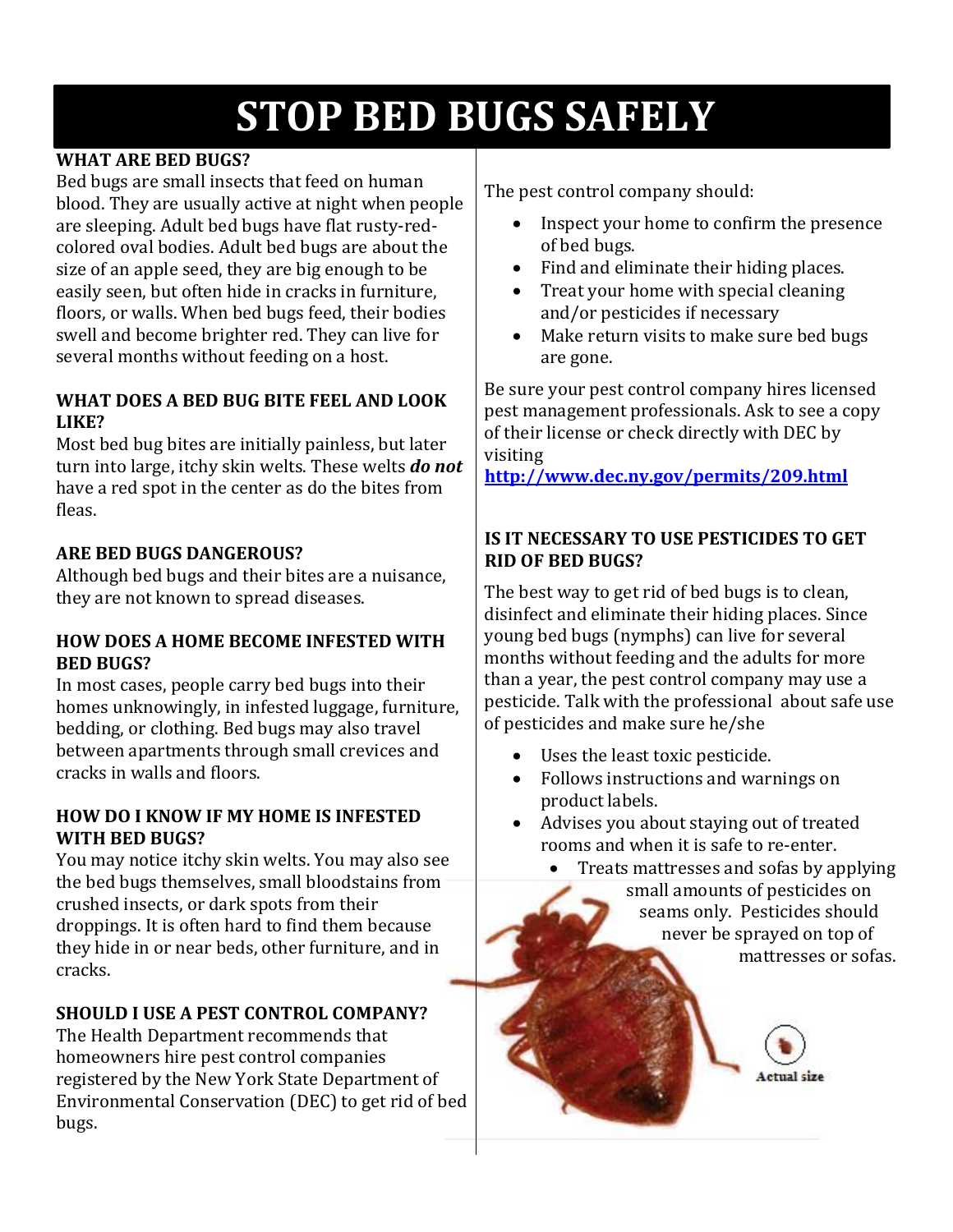# STOP BED BUGS SAFELY

**WHAT ARE BED BUGS?**

Bed bugs are small insects that feed on human blood. They are usually active at night when people are sleeping. Adult bed bugs have flat rusty-red-colored oval bodies. Adult bed bugs are about the size of an apple seed, they are big enough to be easily seen, but often hide in cracks in furniture, floors, or walls. When bed bugs feed, their bodies swell and become brighter red. They can live for several months without feeding on a host.

**WHAT DOES A BED BUG BITE FEEL AND LOOK LIKE?**

Most bed bug bites are initially painless, but later turn into large, itchy skin welts. These welts ***do not*** have a red spot in the center as do the bites from fleas.

**ARE BED BUGS DANGEROUS?**

Although bed bugs and their bites are a nuisance, they are not known to spread diseases.

**HOW DOES A HOME BECOME INFESTED WITH BED BUGS?**

In most cases, people carry bed bugs into their homes unknowingly, in infested luggage, furniture, bedding, or clothing. Bed bugs may also travel between apartments through small crevices and cracks in walls and floors.

**HOW DO I KNOW IF MY HOME IS INFESTED WITH BED BUGS?**

You may notice itchy skin welts. You may also see the bed bugs themselves, small bloodstains from crushed insects, or dark spots from their droppings. It is often hard to find them because they hide in or near beds, other furniture, and in cracks.

**SHOULD I USE A PEST CONTROL COMPANY?**

The Health Department recommends that homeowners hire pest control companies registered by the New York State Department of Environmental Conservation (DEC) to get rid of bed bugs.

The pest control company should:

- Inspect your home to confirm the presence of bed bugs.
- Find and eliminate their hiding places.
- Treat your home with special cleaning and/or pesticides if necessary
- Make return visits to make sure bed bugs are gone.

Be sure your pest control company hires licensed pest management professionals. Ask to see a copy of their license or check directly with DEC by visiting **http://www.dec.ny.gov/permits/209.html**

**IS IT NECESSARY TO USE PESTICIDES TO GET RID OF BED BUGS?**

The best way to get rid of bed bugs is to clean, disinfect and eliminate their hiding places. Since young bed bugs (nymphs) can live for several months without feeding and the adults for more than a year, the pest control company may use a pesticide. Talk with the professional about safe use of pesticides and make sure he/she

- Uses the least toxic pesticide.
- Follows instructions and warnings on product labels.
- Advises you about staying out of treated rooms and when it is safe to re-enter.
- Treats mattresses and sofas by applying small amounts of pesticides on seams only. Pesticides should never be sprayed on top of mattresses or sofas.

Actual size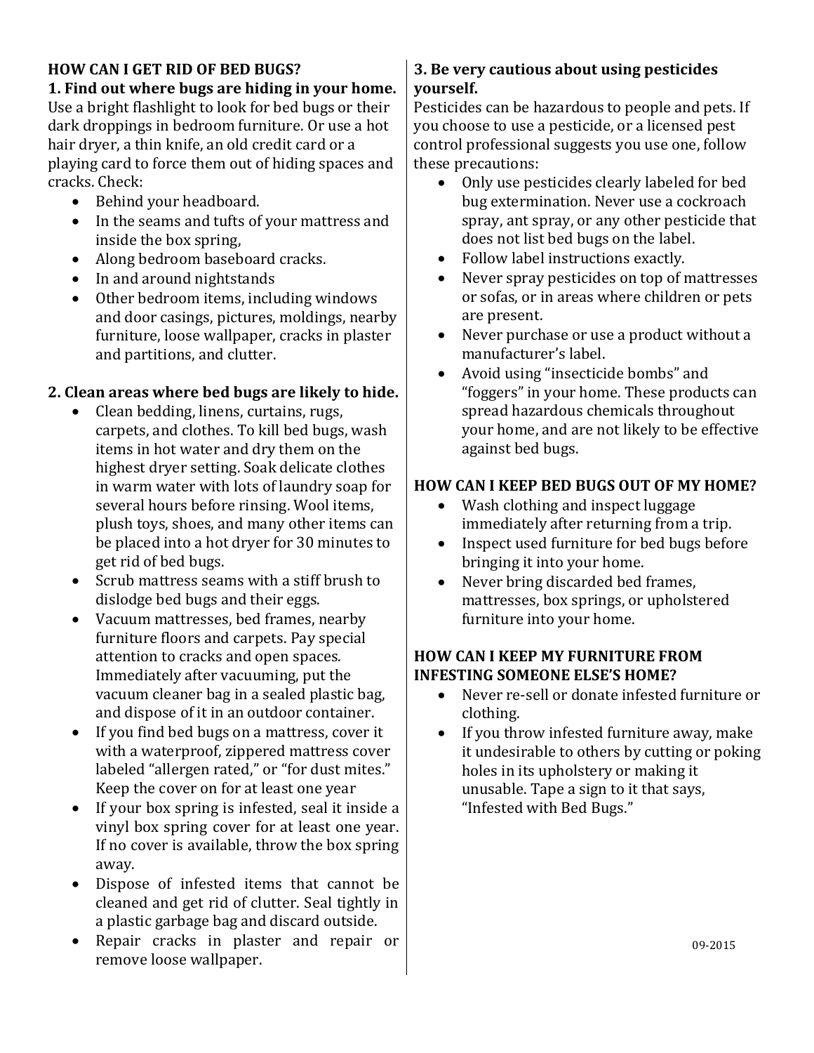## HOW CAN I GET RID OF BED BUGS?

### 1. Find out where bugs are hiding in your home.

Use a bright flashlight to look for bed bugs or their dark droppings in bedroom furniture. Or use a hot hair dryer, a thin knife, an old credit card or a playing card to force them out of hiding spaces and cracks. Check:

- Behind your headboard.
- In the seams and tufts of your mattress and inside the box spring,
- Along bedroom baseboard cracks.
- In and around nightstands
- Other bedroom items, including windows and door casings, pictures, moldings, nearby furniture, loose wallpaper, cracks in plaster and partitions, and clutter.

### 2. Clean areas where bed bugs are likely to hide.

- Clean bedding, linens, curtains, rugs, carpets, and clothes. To kill bed bugs, wash items in hot water and dry them on the highest dryer setting. Soak delicate clothes in warm water with lots of laundry soap for several hours before rinsing. Wool items, plush toys, shoes, and many other items can be placed into a hot dryer for 30 minutes to get rid of bed bugs.
- Scrub mattress seams with a stiff brush to dislodge bed bugs and their eggs.
- Vacuum mattresses, bed frames, nearby furniture floors and carpets. Pay special attention to cracks and open spaces. Immediately after vacuuming, put the vacuum cleaner bag in a sealed plastic bag, and dispose of it in an outdoor container.
- If you find bed bugs on a mattress, cover it with a waterproof, zippered mattress cover labeled "allergen rated," or "for dust mites." Keep the cover on for at least one year
- If your box spring is infested, seal it inside a vinyl box spring cover for at least one year. If no cover is available, throw the box spring away.
- Dispose of infested items that cannot be cleaned and get rid of clutter. Seal tightly in a plastic garbage bag and discard outside.
- Repair cracks in plaster and repair or remove loose wallpaper.

### 3. Be very cautious about using pesticides yourself.

Pesticides can be hazardous to people and pets. If you choose to use a pesticide, or a licensed pest control professional suggests you use one, follow these precautions:

- Only use pesticides clearly labeled for bed bug extermination. Never use a cockroach spray, ant spray, or any other pesticide that does not list bed bugs on the label.
- Follow label instructions exactly.
- Never spray pesticides on top of mattresses or sofas, or in areas where children or pets are present.
- Never purchase or use a product without a manufacturer's label.
- Avoid using "insecticide bombs" and "foggers" in your home. These products can spread hazardous chemicals throughout your home, and are not likely to be effective against bed bugs.

## HOW CAN I KEEP BED BUGS OUT OF MY HOME?

- Wash clothing and inspect luggage immediately after returning from a trip.
- Inspect used furniture for bed bugs before bringing it into your home.
- Never bring discarded bed frames, mattresses, box springs, or upholstered furniture into your home.

## HOW CAN I KEEP MY FURNITURE FROM INFESTING SOMEONE ELSE'S HOME?

- Never re-sell or donate infested furniture or clothing.
- If you throw infested furniture away, make it undesirable to others by cutting or poking holes in its upholstery or making it unusable. Tape a sign to it that says, "Infested with Bed Bugs."

09-2015